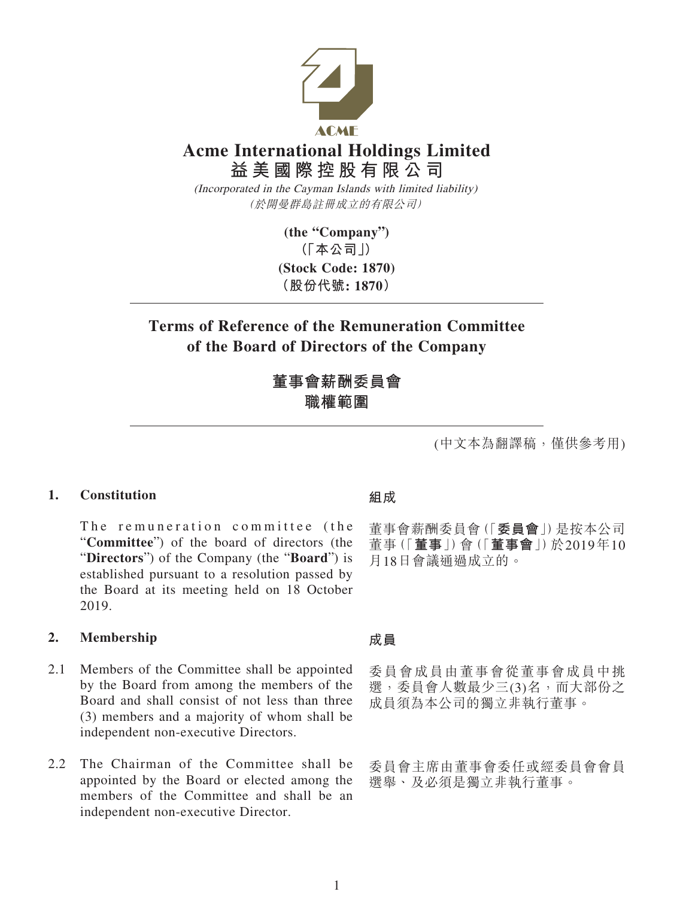ACME

# Acme International Holdings Limited
# 益美國際控股有限公司

*(Incorporated in the Cayman Islands with limited liability)*
*(於開曼群島註冊成立的有限公司)*

**(the "Company")**
**(「本公司」)**
**(Stock Code: 1870)**
**(股份代號: 1870)**

## Terms of Reference of the Remuneration Committee of the Board of Directors of the Company

## 董事會薪酬委員會職權範圍

(中文本為翻譯稿，僅供參考用)

### 1. Constitution

The remuneration committee (the "**Committee**") of the board of directors (the "**Directors**") of the Company (the "**Board**") is established pursuant to a resolution passed by the Board at its meeting held on 18 October 2019.

### 組成

董事會薪酬委員會(「**委員會**」)是按本公司董事(「**董事**」)會(「**董事會**」)於2019年10月18日會議通過成立的。

### 2. Membership

2.1 Members of the Committee shall be appointed by the Board from among the members of the Board and shall consist of not less than three (3) members and a majority of whom shall be independent non-executive Directors.

2.2 The Chairman of the Committee shall be appointed by the Board or elected among the members of the Committee and shall be an independent non-executive Director.

### 成員

委員會成員由董事會從董事會成員中挑選，委員會人數最少三(3)名，而大部份之成員須為本公司的獨立非執行董事。

委員會主席由董事會委任或經委員會會員選舉、及必須是獨立非執行董事。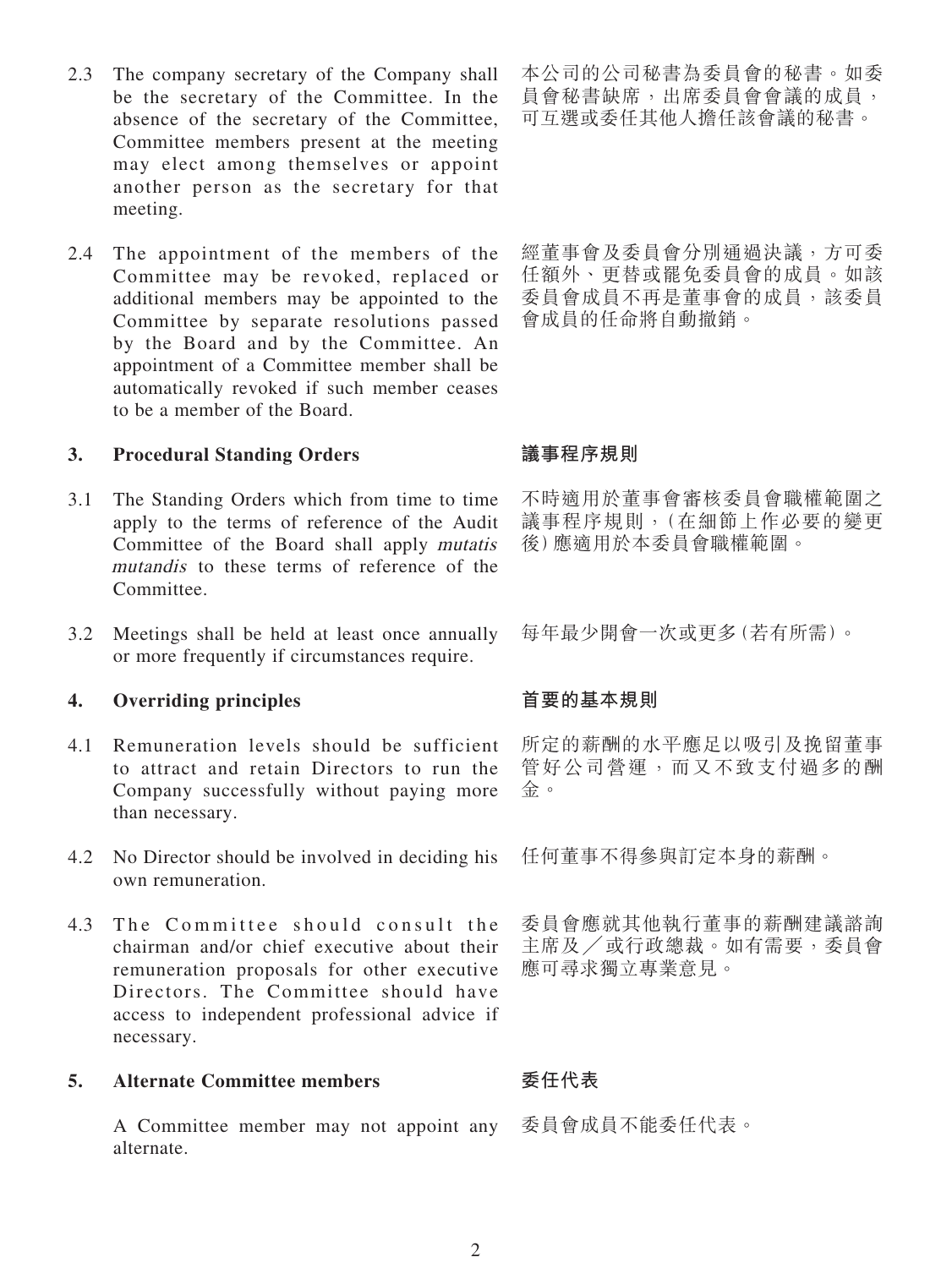2.3 The company secretary of the Company shall be the secretary of the Committee. In the absence of the secretary of the Committee, Committee members present at the meeting may elect among themselves or appoint another person as the secretary for that meeting.

本公司的公司秘書為委員會的秘書。如委員會秘書缺席，出席委員會會議的成員，可互選或委任其他人擔任該會議的秘書。

2.4 The appointment of the members of the Committee may be revoked, replaced or additional members may be appointed to the Committee by separate resolutions passed by the Board and by the Committee. An appointment of a Committee member shall be automatically revoked if such member ceases to be a member of the Board.

經董事會及委員會分別通過決議，方可委任額外、更替或罷免委員會的成員。如該委員會成員不再是董事會的成員，該委員會成員的任命將自動撤銷。

## 3. Procedural Standing Orders

## 議事程序規則

3.1 The Standing Orders which from time to time apply to the terms of reference of the Audit Committee of the Board shall apply *mutatis mutandis* to these terms of reference of the Committee.

不時適用於董事會審核委員會職權範圍之議事程序規則，(在細節上作必要的變更後)應適用於本委員會職權範圍。

3.2 Meetings shall be held at least once annually or more frequently if circumstances require.

每年最少開會一次或更多(若有所需)。

## 4. Overriding principles

## 首要的基本規則

4.1 Remuneration levels should be sufficient to attract and retain Directors to run the Company successfully without paying more than necessary.

所定的薪酬的水平應足以吸引及挽留董事管好公司營運，而又不致支付過多的酬金。

4.2 No Director should be involved in deciding his own remuneration.

任何董事不得參與訂定本身的薪酬。

4.3 The Committee should consult the chairman and/or chief executive about their remuneration proposals for other executive Directors. The Committee should have access to independent professional advice if necessary.

委員會應就其他執行董事的薪酬建議諮詢主席及／或行政總裁。如有需要，委員會應可尋求獨立專業意見。

## 5. Alternate Committee members

## 委任代表

A Committee member may not appoint any alternate.

委員會成員不能委任代表。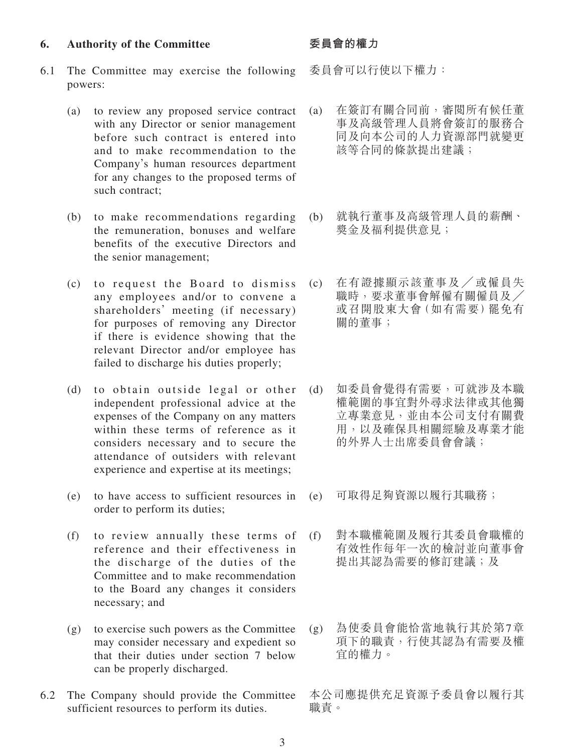## 6. Authority of the Committee

## 委員會的權力

6.1 The Committee may exercise the following powers:

委員會可以行使以下權力：

(a) to review any proposed service contract with any Director or senior management before such contract is entered into and to make recommendation to the Company's human resources department for any changes to the proposed terms of such contract;

(a) 在簽訂有關合同前，審閱所有候任董事及高級管理人員將會簽訂的服務合同及向本公司的人力資源部門就變更該等合同的條款提出建議；

(b) to make recommendations regarding the remuneration, bonuses and welfare benefits of the executive Directors and the senior management;

(b) 就執行董事及高級管理人員的薪酬、獎金及福利提供意見；

(c) to request the Board to dismiss any employees and/or to convene a shareholders' meeting (if necessary) for purposes of removing any Director if there is evidence showing that the relevant Director and/or employee has failed to discharge his duties properly;

(c) 在有證據顯示該董事及／或僱員失職時，要求董事會解僱有關僱員及／或召開股東大會（如有需要）罷免有關的董事；

(d) to obtain outside legal or other independent professional advice at the expenses of the Company on any matters within these terms of reference as it considers necessary and to secure the attendance of outsiders with relevant experience and expertise at its meetings;

(d) 如委員會覺得有需要，可就涉及本職權範圍的事宜對外尋求法律或其他獨立專業意見，並由本公司支付有關費用，以及確保具相關經驗及專業才能的外界人士出席委員會會議；

(e) to have access to sufficient resources in order to perform its duties;

(e) 可取得足夠資源以履行其職務；

(f) to review annually these terms of reference and their effectiveness in the discharge of the duties of the Committee and to make recommendation to the Board any changes it considers necessary; and

(f) 對本職權範圍及履行其委員會職權的有效性作每年一次的檢討並向董事會提出其認為需要的修訂建議；及

(g) to exercise such powers as the Committee may consider necessary and expedient so that their duties under section 7 below can be properly discharged.

(g) 為使委員會能恰當地執行其於第7章項下的職責，行使其認為有需要及權宜的權力。

6.2 The Company should provide the Committee sufficient resources to perform its duties.

本公司應提供充足資源予委員會以履行其職責。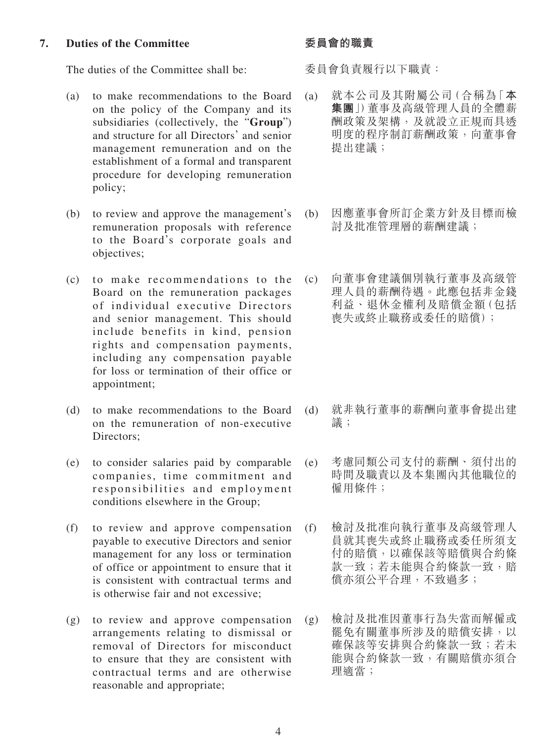## 7. Duties of the Committee

The duties of the Committee shall be:

(a) to make recommendations to the Board on the policy of the Company and its subsidiaries (collectively, the "**Group**") and structure for all Directors' and senior management remuneration and on the establishment of a formal and transparent procedure for developing remuneration policy;

(b) to review and approve the management's remuneration proposals with reference to the Board's corporate goals and objectives;

(c) to make recommendations to the Board on the remuneration packages of individual executive Directors and senior management. This should include benefits in kind, pension rights and compensation payments, including any compensation payable for loss or termination of their office or appointment;

(d) to make recommendations to the Board on the remuneration of non-executive Directors;

(e) to consider salaries paid by comparable companies, time commitment and responsibilities and employment conditions elsewhere in the Group;

(f) to review and approve compensation payable to executive Directors and senior management for any loss or termination of office or appointment to ensure that it is consistent with contractual terms and is otherwise fair and not excessive;

(g) to review and approve compensation arrangements relating to dismissal or removal of Directors for misconduct to ensure that they are consistent with contractual terms and are otherwise reasonable and appropriate;

## 委員會的職責

委員會負責履行以下職責：

(a) 就本公司及其附屬公司（合稱為「**本集團**」）董事及高級管理人員的全體薪酬政策及架構，及就設立正規而具透明度的程序制訂薪酬政策，向董事會提出建議；

(b) 因應董事會所訂企業方針及目標而檢討及批准管理層的薪酬建議；

(c) 向董事會建議個別執行董事及高級管理人員的薪酬待遇。此應包括非金錢利益、退休金權利及賠償金額（包括喪失或終止職務或委任的賠償）；

(d) 就非執行董事的薪酬向董事會提出建議；

(e) 考慮同類公司支付的薪酬、須付出的時間及職責以及本集團內其他職位的僱用條件；

(f) 檢討及批准向執行董事及高級管理人員就其喪失或終止職務或委任所須支付的賠償，以確保該等賠償與合約條款一致；若未能與合約條款一致，賠償亦須公平合理，不致過多；

(g) 檢討及批准因董事行為失當而解僱或罷免有關董事所涉及的賠償安排，以確保該等安排與合約條款一致；若未能與合約條款一致，有關賠償亦須合理適當；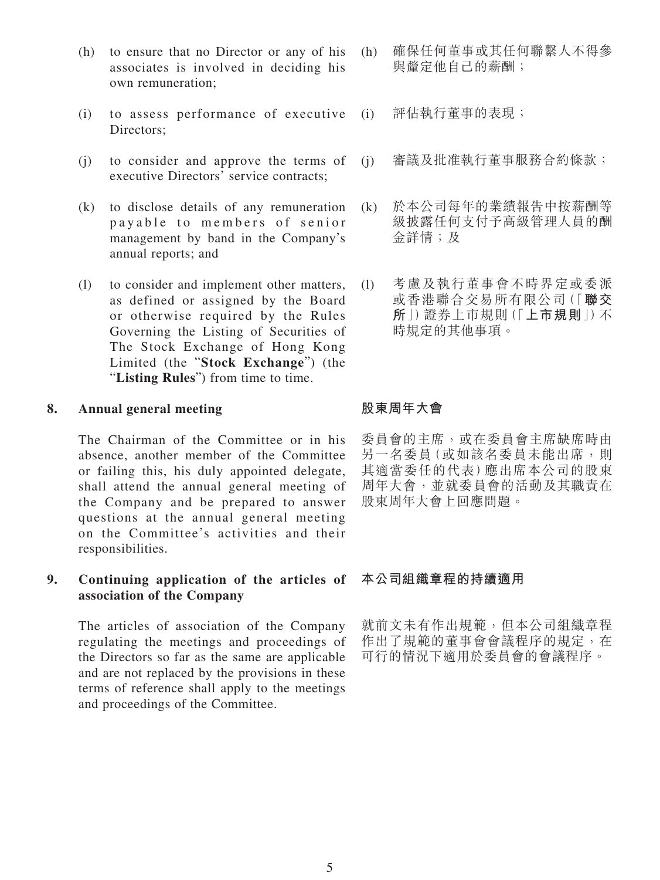(h) to ensure that no Director or any of his associates is involved in deciding his own remuneration;

(i) to assess performance of executive Directors;

(j) to consider and approve the terms of executive Directors' service contracts;

(k) to disclose details of any remuneration payable to members of senior management by band in the Company's annual reports; and

(l) to consider and implement other matters, as defined or assigned by the Board or otherwise required by the Rules Governing the Listing of Securities of The Stock Exchange of Hong Kong Limited (the "**Stock Exchange**") (the "**Listing Rules**") from time to time.

(h) 確保任何董事或其任何聯繫人不得參與釐定他自己的薪酬；

(i) 評估執行董事的表現；

(j) 審議及批准執行董事服務合約條款；

(k) 於本公司每年的業績報告中按薪酬等級披露任何支付予高級管理人員的酬金詳情；及

(l) 考慮及執行董事會不時界定或委派或香港聯合交易所有限公司(「**聯交所**」)證券上市規則(「**上市規則**」)不時規定的其他事項。

## 8. Annual general meeting

The Chairman of the Committee or in his absence, another member of the Committee or failing this, his duly appointed delegate, shall attend the annual general meeting of the Company and be prepared to answer questions at the annual general meeting on the Committee's activities and their responsibilities.

## 股東周年大會

委員會的主席，或在委員會主席缺席時由另一名委員(或如該名委員未能出席，則其適當委任的代表)應出席本公司的股東周年大會，並就委員會的活動及其職責在股東周年大會上回應問題。

## 9. Continuing application of the articles of association of the Company

The articles of association of the Company regulating the meetings and proceedings of the Directors so far as the same are applicable and are not replaced by the provisions in these terms of reference shall apply to the meetings and proceedings of the Committee.

## 本公司組織章程的持續適用

就前文未有作出規範，但本公司組織章程作出了規範的董事會會議程序的規定，在可行的情況下適用於委員會的會議程序。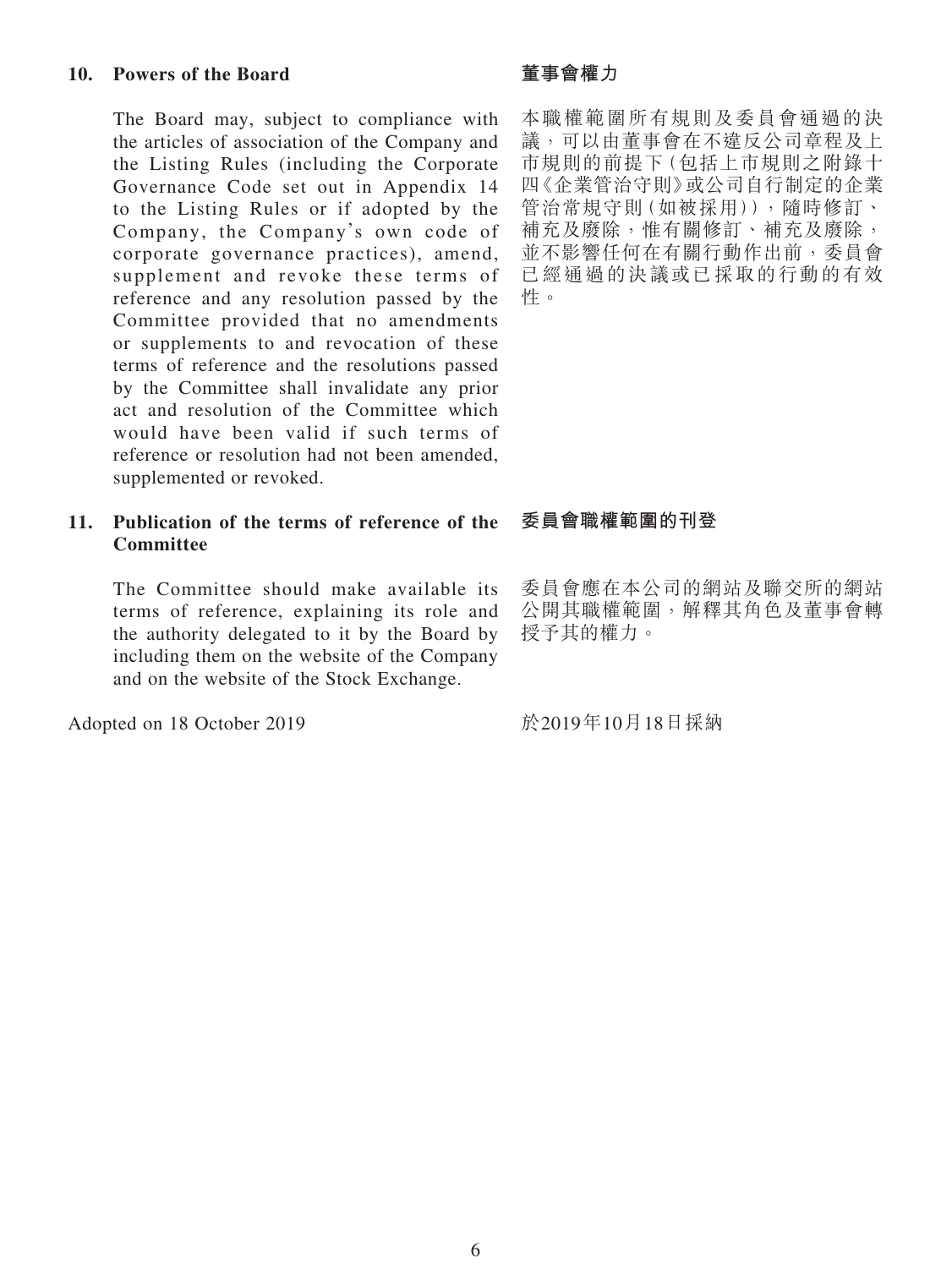## 10. Powers of the Board

The Board may, subject to compliance with the articles of association of the Company and the Listing Rules (including the Corporate Governance Code set out in Appendix 14 to the Listing Rules or if adopted by the Company, the Company's own code of corporate governance practices), amend, supplement and revoke these terms of reference and any resolution passed by the Committee provided that no amendments or supplements to and revocation of these terms of reference and the resolutions passed by the Committee shall invalidate any prior act and resolution of the Committee which would have been valid if such terms of reference or resolution had not been amended, supplemented or revoked.

## 董事會權力

本職權範圍所有規則及委員會通過的決議，可以由董事會在不違反公司章程及上市規則的前提下（包括上市規則之附錄十四《企業管治守則》或公司自行制定的企業管治常規守則（如被採用）），隨時修訂、補充及廢除，惟有關修訂、補充及廢除，並不影響任何在有關行動作出前，委員會已經通過的決議或已採取的行動的有效性。

## 11. Publication of the terms of reference of the Committee

The Committee should make available its terms of reference, explaining its role and the authority delegated to it by the Board by including them on the website of the Company and on the website of the Stock Exchange.

## 委員會職權範圍的刊登

委員會應在本公司的網站及聯交所的網站公開其職權範圍，解釋其角色及董事會轉授予其的權力。

Adopted on 18 October 2019

於2019年10月18日採納